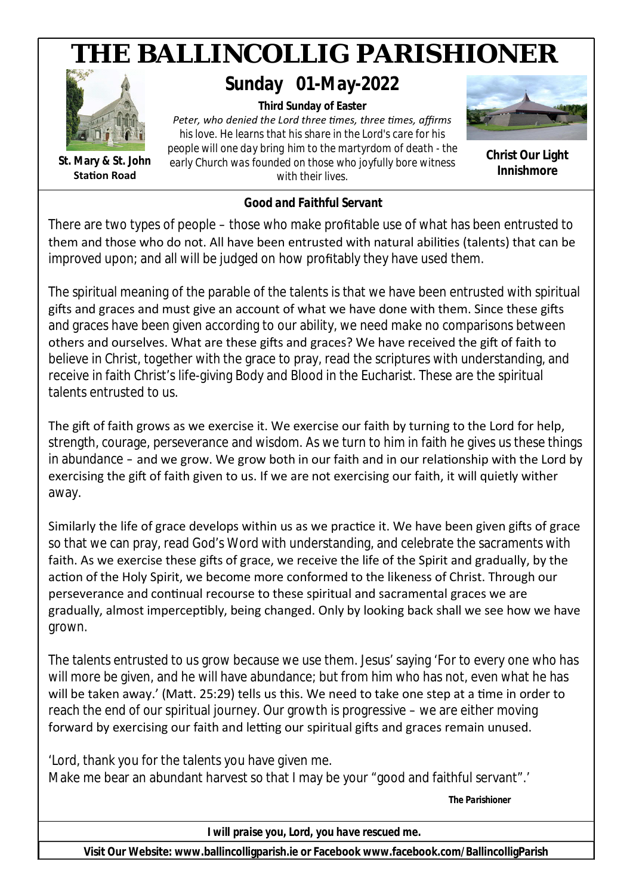# THE BALLINCOLLIG PARISHIONER

**St. Mary & St. John**
**Station Road**

## Sunday 01-May-2022

**Third Sunday of Easter**

*Peter, who denied the Lord three times, three times, affirms his love. He learns that his share in the Lord's care for his people will one day bring him to the martyrdom of death - the early Church was founded on those who joyfully bore witness with their lives.*

**Christ Our Light**
**Innishmore**

### *Good and Faithful Servant*

There are two types of people – those who make profitable use of what has been entrusted to them and those who do not. All have been entrusted with natural abilities (talents) that can be improved upon; and all will be judged on how profitably they have used them.

The spiritual meaning of the parable of the talents is that we have been entrusted with spiritual gifts and graces and must give an account of what we have done with them. Since these gifts and graces have been given according to our ability, we need make no comparisons between others and ourselves. What are these gifts and graces? We have received the gift of faith to believe in Christ, together with the grace to pray, read the scriptures with understanding, and receive in faith Christ's life-giving Body and Blood in the Eucharist. These are the spiritual talents entrusted to us.

The gift of faith grows as we exercise it. We exercise our faith by turning to the Lord for help, strength, courage, perseverance and wisdom. As we turn to him in faith he gives us these things in abundance – and we grow. We grow both in our faith and in our relationship with the Lord by exercising the gift of faith given to us. If we are not exercising our faith, it will quietly wither away.

Similarly the life of grace develops within us as we practice it. We have been given gifts of grace so that we can pray, read God's Word with understanding, and celebrate the sacraments with faith. As we exercise these gifts of grace, we receive the life of the Spirit and gradually, by the action of the Holy Spirit, we become more conformed to the likeness of Christ. Through our perseverance and continual recourse to these spiritual and sacramental graces we are gradually, almost imperceptibly, being changed. Only by looking back shall we see how we have grown.

The talents entrusted to us grow because we use them. Jesus' saying 'For to every one who has will more be given, and he will have abundance; but from him who has not, even what he has will be taken away.' (Matt. 25:29) tells us this. We need to take one step at a time in order to reach the end of our spiritual journey. Our growth is progressive – we are either moving forward by exercising our faith and letting our spiritual gifts and graces remain unused.

'Lord, thank you for the talents you have given me.
Make me bear an abundant harvest so that I may be your "good and faithful servant".'

**The Parishioner**

***I will praise you, Lord, you have rescued me.***

**Visit Our Website: www.ballincolligparish.ie or Facebook www.facebook.com/BallincolligParish**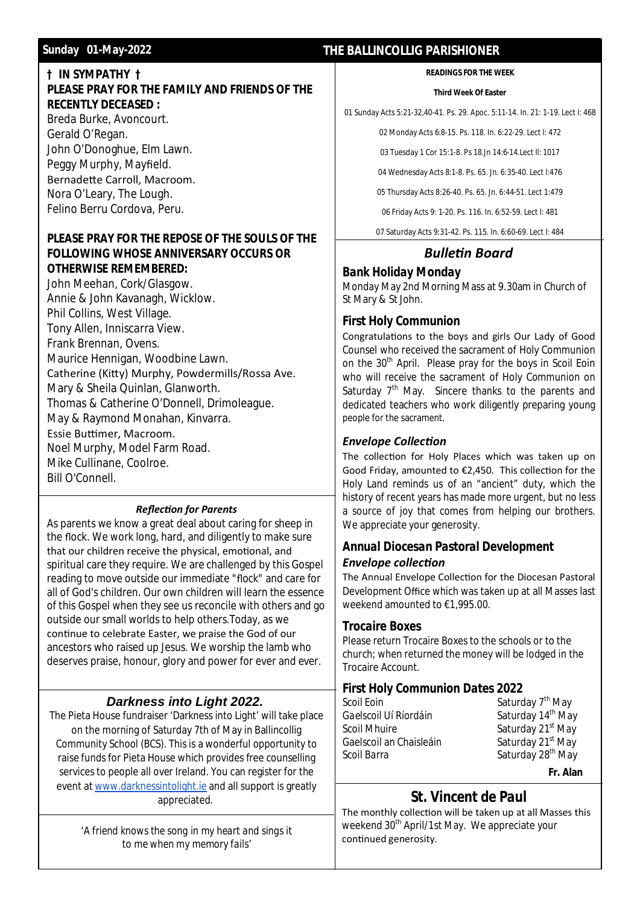**Sunday 01-May-2022** **THE BALLINCOLLIG PARISHIONER**

**† IN SYMPATHY †**
**PLEASE PRAY FOR THE FAMILY AND FRIENDS OF THE RECENTLY DECEASED :**

Breda Burke, Avoncourt.
Gerald O'Regan.
John O'Donoghue, Elm Lawn.
Peggy Murphy, Mayfield.
Bernadette Carroll, Macroom.
Nora O'Leary, The Lough.
Felino Berru Cordova, Peru.

**PLEASE PRAY FOR THE REPOSE OF THE SOULS OF THE FOLLOWING WHOSE ANNIVERSARY OCCURS OR OTHERWISE REMEMBERED:**

John Meehan, Cork/Glasgow.
Annie & John Kavanagh, Wicklow.
Phil Collins, West Village.
Tony Allen, Inniscarra View.
Frank Brennan, Ovens.
Maurice Hennigan, Woodbine Lawn.
Catherine (Kitty) Murphy, Powdermills/Rossa Ave.
Mary & Sheila Quinlan, Glanworth.
Thomas & Catherine O'Donnell, Drimoleague.
May & Raymond Monahan, Kinvarra.
Essie Buttimer, Macroom.
Noel Murphy, Model Farm Road.
Mike Cullinane, Coolroe.
Bill O'Connell.

### *Reflection for Parents*

As parents we know a great deal about caring for sheep in the flock. We work long, hard, and diligently to make sure that our children receive the physical, emotional, and spiritual care they require. We are challenged by this Gospel reading to move outside our immediate "flock" and care for all of God's children. Our own children will learn the essence of this Gospel when they see us reconcile with others and go outside our small worlds to help others.Today, as we continue to celebrate Easter, we praise the God of our ancestors who raised up Jesus. We worship the lamb who deserves praise, honour, glory and power for ever and ever.

### *Darkness into Light 2022.*

The Pieta House fundraiser 'Darkness into Light' will take place on the morning of Saturday 7th of May in Ballincollig Community School (BCS). This is a wonderful opportunity to raise funds for Pieta House which provides free counselling services to people all over Ireland. You can register for the event at www.darknessintolight.ie and all support is greatly appreciated.

*'A friend knows the song in my heart and sings it to me when my memory fails'*

**READINGS FOR THE WEEK**

**Third Week Of Easter**

01 Sunday Acts 5:21-32,40-41. Ps. 29. Apoc. 5:11-14. In. 21: 1-19. Lect l: 468

02 Monday Acts 6:8-15. Ps. 118. In. 6:22-29. Lect l: 472

03 Tuesday 1 Cor 15:1-8. Ps 18.Jn 14:6-14.Lect ll: 1017

04 Wednesday Acts 8:1-8. Ps. 65. Jn. 6:35-40. Lect l:476

05 Thursday Acts 8:26-40. Ps. 65. Jn. 6:44-51. Lect 1:479

06 Friday Acts 9: 1-20. Ps. 116. In. 6:52-59. Lect l: 481

07 Saturday Acts 9:31-42. Ps. 115. In. 6:60-69. Lect l: 484

## *Bulletin Board*

### Bank Holiday Monday

Monday May 2nd Morning Mass at 9.30am in Church of St Mary & St John.

### First Holy Communion

Congratulations to the boys and girls Our Lady of Good Counsel who received the sacrament of Holy Communion on the 30th April. Please pray for the boys in Scoil Eoin who will receive the sacrament of Holy Communion on Saturday 7th May. Sincere thanks to the parents and dedicated teachers who work diligently preparing young people for the sacrament.

### *Envelope Collection*

The collection for Holy Places which was taken up on Good Friday, amounted to €2,450. This collection for the Holy Land reminds us of an "ancient" duty, which the history of recent years has made more urgent, but no less a source of joy that comes from helping our brothers. We appreciate your generosity.

### Annual Diocesan Pastoral Development *Envelope collection*

The Annual Envelope Collection for the Diocesan Pastoral Development Office which was taken up at all Masses last weekend amounted to €1,995.00.

### Trocaire Boxes

Please return Trocaire Boxes to the schools or to the church; when returned the money will be lodged in the Trocaire Account.

### First Holy Communion Dates 2022

| | |
|---|---|
| Scoil Eoin | Saturday 7th May |
| Gaelscoil Uí Ríordáin | Saturday 14th May |
| Scoil Mhuire | Saturday 21st May |
| Gaelscoil an Chaisleáin | Saturday 21st May |
| Scoil Barra | Saturday 28th May |

**Fr. Alan**

## St. Vincent de Paul

The monthly collection will be taken up at all Masses this weekend 30th April/1st May. We appreciate your continued generosity.